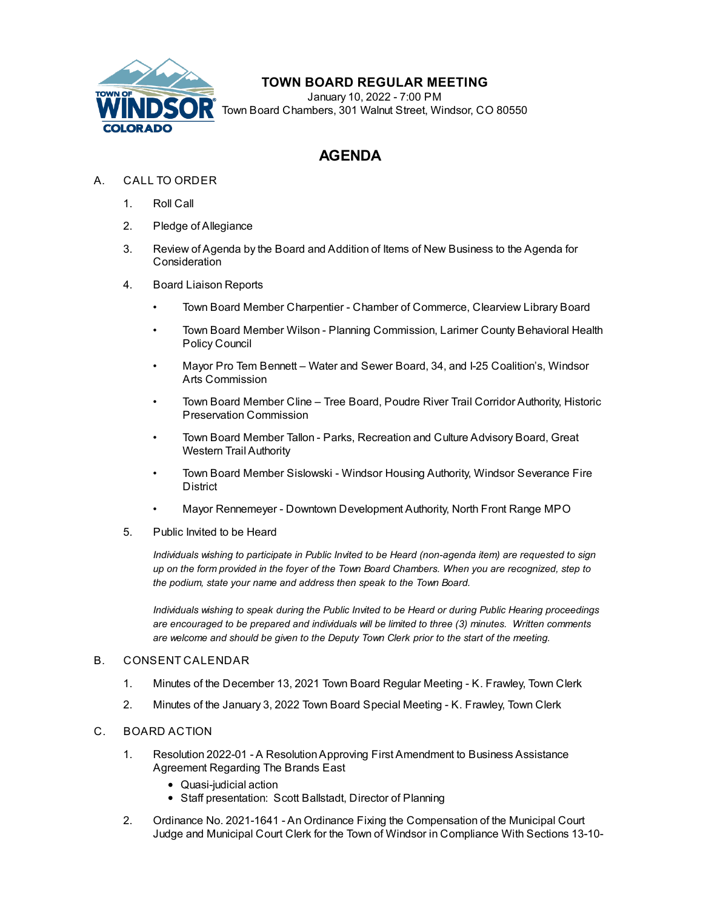# TOWN BOARD REGULAR MEETING

January 10, 2022 - 7:00 PM
Town Board Chambers, 301 Walnut Street, Windsor, CO 80550

## AGENDA

A. CALL TO ORDER

1. Roll Call
2. Pledge of Allegiance
3. Review of Agenda by the Board and Addition of Items of New Business to the Agenda for Consideration
4. Board Liaison Reports
   - Town Board Member Charpentier - Chamber of Commerce, Clearview Library Board
   - Town Board Member Wilson - Planning Commission, Larimer County Behavioral Health Policy Council
   - Mayor Pro Tem Bennett – Water and Sewer Board, 34, and I-25 Coalition's, Windsor Arts Commission
   - Town Board Member Cline – Tree Board, Poudre River Trail Corridor Authority, Historic Preservation Commission
   - Town Board Member Tallon - Parks, Recreation and Culture Advisory Board, Great Western Trail Authority
   - Town Board Member Sislowski - Windsor Housing Authority, Windsor Severance Fire District
   - Mayor Rennemeyer - Downtown Development Authority, North Front Range MPO
5. Public Invited to be Heard

   *Individuals wishing to participate in Public Invited to be Heard (non-agenda item) are requested to sign up on the form provided in the foyer of the Town Board Chambers. When you are recognized, step to the podium, state your name and address then speak to the Town Board.*

   *Individuals wishing to speak during the Public Invited to be Heard or during Public Hearing proceedings are encouraged to be prepared and individuals will be limited to three (3) minutes. Written comments are welcome and should be given to the Deputy Town Clerk prior to the start of the meeting.*

B. CONSENT CALENDAR

1. Minutes of the December 13, 2021 Town Board Regular Meeting - K. Frawley, Town Clerk
2. Minutes of the January 3, 2022 Town Board Special Meeting - K. Frawley, Town Clerk

C. BOARD ACTION

1. Resolution 2022-01 - A Resolution Approving First Amendment to Business Assistance Agreement Regarding The Brands East
   - Quasi-judicial action
   - Staff presentation: Scott Ballstadt, Director of Planning
2. Ordinance No. 2021-1641 - An Ordinance Fixing the Compensation of the Municipal Court Judge and Municipal Court Clerk for the Town of Windsor in Compliance With Sections 13-10-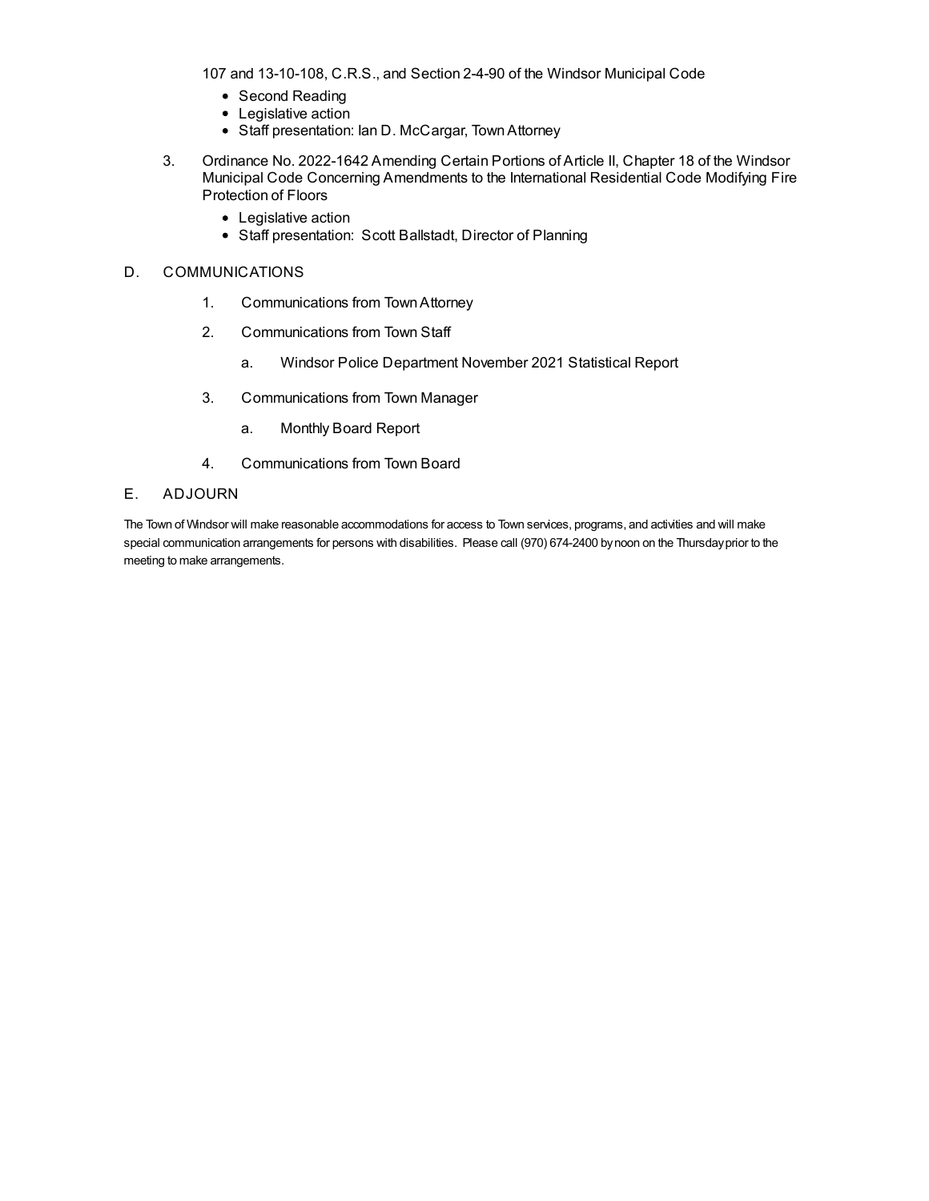107 and 13-10-108, C.R.S., and Section 2-4-90 of the Windsor Municipal Code

- Second Reading
- Legislative action
- Staff presentation: Ian D. McCargar, Town Attorney

3. Ordinance No. 2022-1642 Amending Certain Portions of Article II, Chapter 18 of the Windsor Municipal Code Concerning Amendments to the International Residential Code Modifying Fire Protection of Floors
   - Legislative action
   - Staff presentation: Scott Ballstadt, Director of Planning

D. COMMUNICATIONS

1. Communications from Town Attorney
2. Communications from Town Staff
   a. Windsor Police Department November 2021 Statistical Report
3. Communications from Town Manager
   a. Monthly Board Report
4. Communications from Town Board

E. ADJOURN

The Town of Windsor will make reasonable accommodations for access to Town services, programs, and activities and will make special communication arrangements for persons with disabilities. Please call (970) 674-2400 by noon on the Thursday prior to the meeting to make arrangements.